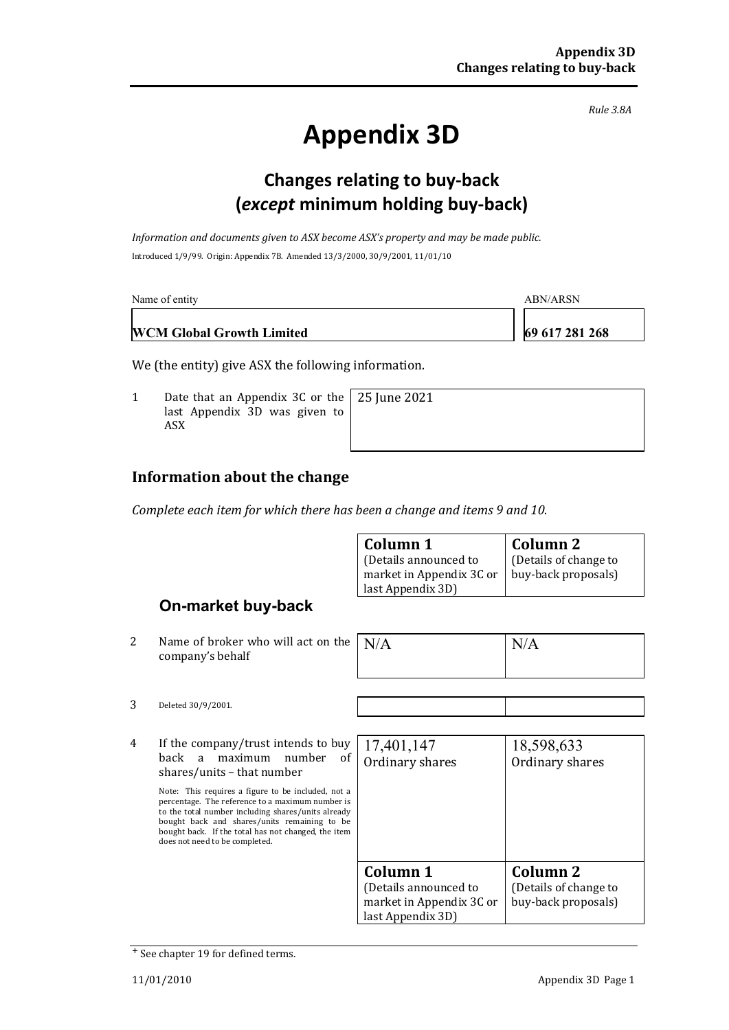*Rule 3.8A*

# Appendix 3D

## Changes relating to buy-back (*except* minimum holding buy-back)

*Information and documents given to ASX become ASX's property and may be made public.*

Introduced 1/9/99. Origin: Appendix 7B. Amended 13/3/2000, 30/9/2001, 11/01/10

| Name of entity | ABN/ARSN |
|---|---|
| **WCM Global Growth Limited** | **69 617 281 268** |

We (the entity) give ASX the following information.

| | | |
|---|---|---|
| 1 | Date that an Appendix 3C or the last Appendix 3D was given to ASX | 25 June 2021 |

## Information about the change

*Complete each item for which there has been a change and items 9 and 10.*

| | | Column 1 (Details announced to market in Appendix 3C or last Appendix 3D) | Column 2 (Details of change to buy-back proposals) |
|---|---|---|---|
| | **On-market buy-back** | | |
| 2 | Name of broker who will act on the company's behalf | N/A | N/A |
| 3 | Deleted 30/9/2001. | | |
| 4 | If the company/trust intends to buy back a maximum number of shares/units – that number<br><br>Note: This requires a figure to be included, not a percentage. The reference to a maximum number is to the total number including shares/units already bought back and shares/units remaining to be bought back. If the total has not changed, the item does not need to be completed. | 17,401,147<br>Ordinary shares | 18,598,633<br>Ordinary shares |

| Column 1 (Details announced to market in Appendix 3C or last Appendix 3D) | Column 2 (Details of change to buy-back proposals) |
|---|---|

+ See chapter 19 for defined terms.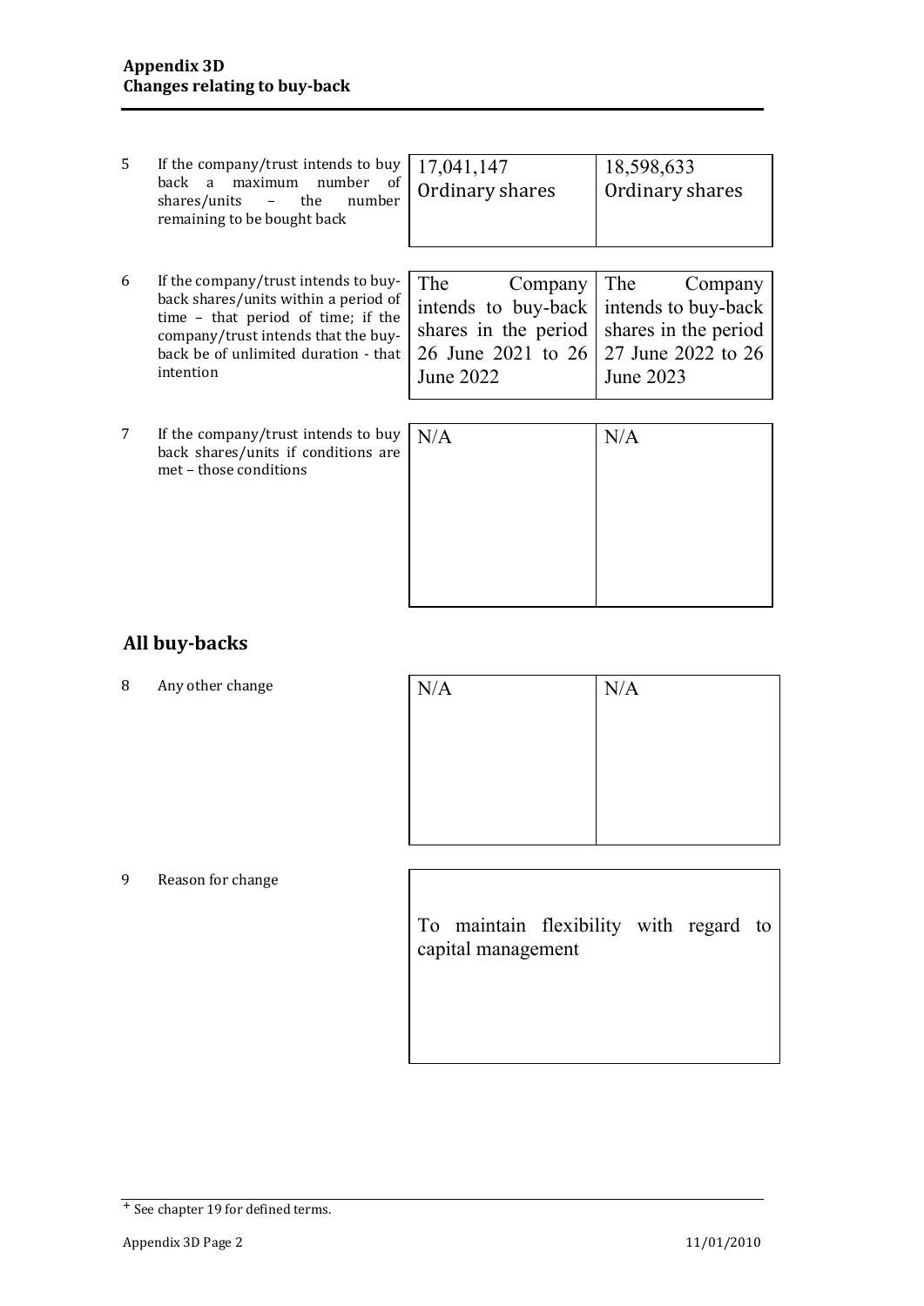| | | | |
|---|---|---|---|
| 5 | If the company/trust intends to buy back a maximum number of shares/units – the number remaining to be bought back | 17,041,147 Ordinary shares | 18,598,633 Ordinary shares |
| 6 | If the company/trust intends to buy-back shares/units within a period of time – that period of time; if the company/trust intends that the buy-back be of unlimited duration - that intention | The Company intends to buy-back shares in the period 26 June 2021 to 26 June 2022 | The Company intends to buy-back shares in the period 27 June 2022 to 26 June 2023 |
| 7 | If the company/trust intends to buy back shares/units if conditions are met – those conditions | N/A | N/A |

## All buy-backs

| | | | |
|---|---|---|---|
| 8 | Any other change | N/A | N/A |
| 9 | Reason for change | To maintain flexibility with regard to capital management | |

+ See chapter 19 for defined terms.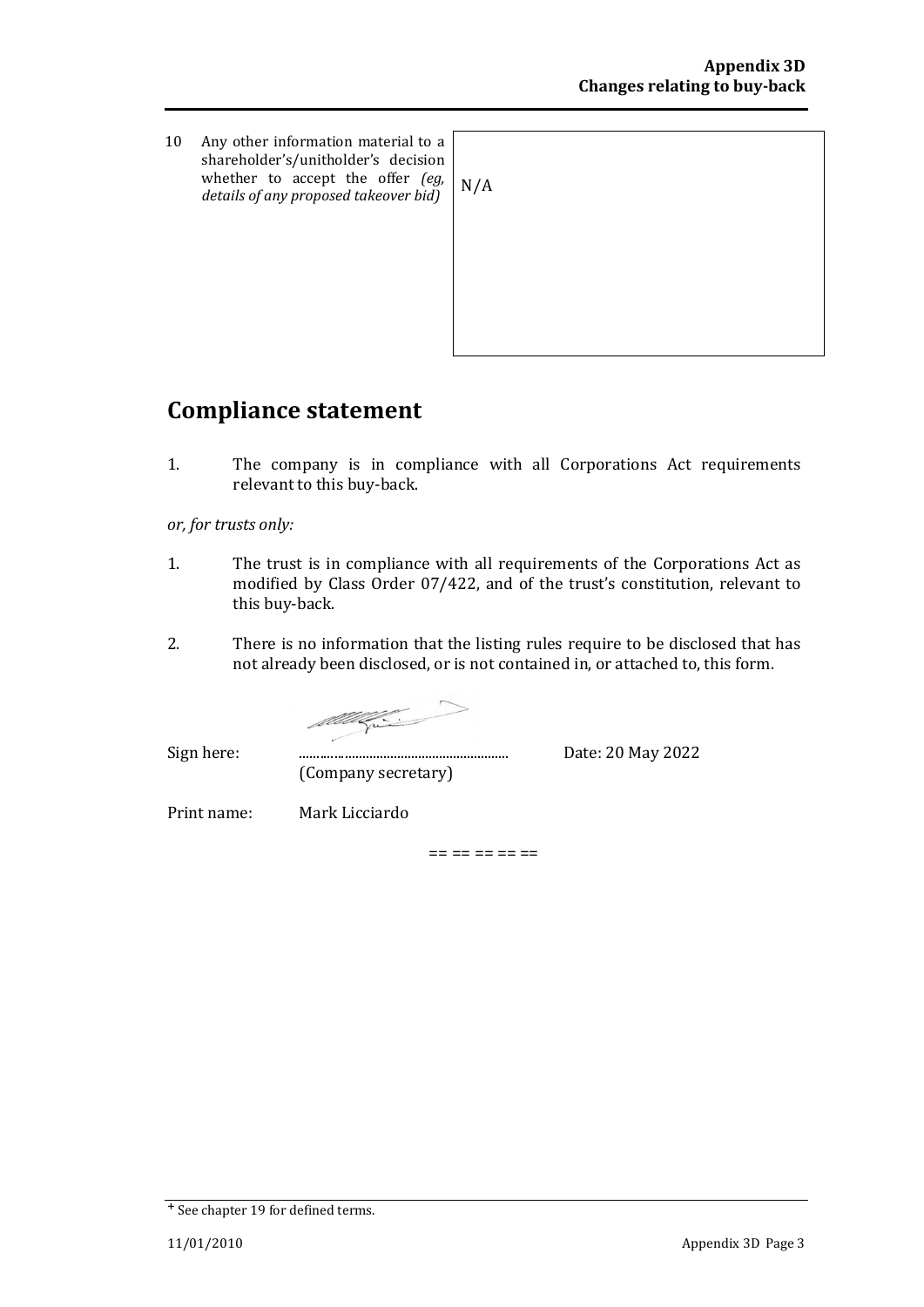| | |
|---|---|
| 10 Any other information material to a shareholder's/unitholder's decision whether to accept the offer *(eg, details of any proposed takeover bid)* | N/A |

## Compliance statement

1. The company is in compliance with all Corporations Act requirements relevant to this buy-back.

*or, for trusts only:*

1. The trust is in compliance with all requirements of the Corporations Act as modified by Class Order 07/422, and of the trust's constitution, relevant to this buy-back.

2. There is no information that the listing rules require to be disclosed that has not already been disclosed, or is not contained in, or attached to, this form.

Sign here: ............................................................ Date: 20 May 2022
(Company secretary)

Print name: Mark Licciardo

== == == == ==

+ See chapter 19 for defined terms.